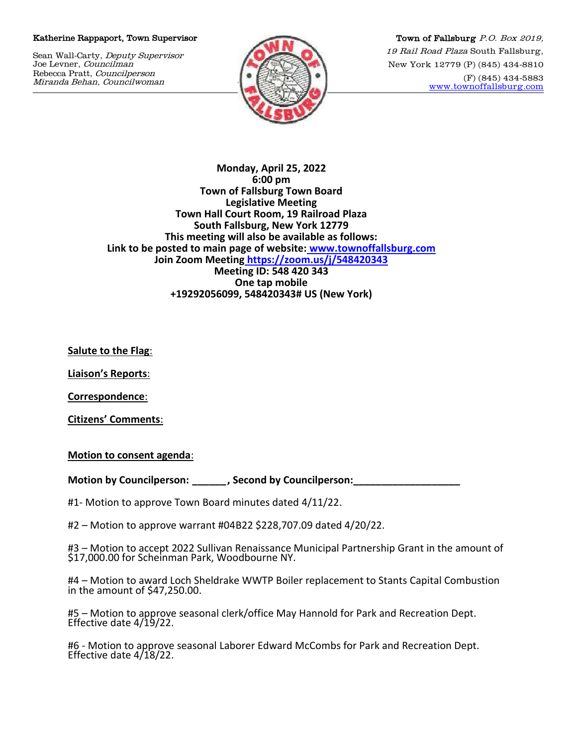Katherine Rappaport, Town Supervisor

Sean Wall-Carty, *Deputy Supervisor*
Joe Levner, *Councilman*
Rebecca Pratt, *Councilperson*
*Miranda Behan, Councilwoman*

Town of Fallsburg *P.O. Box 2019,*
*19 Rail Road Plaza* South Fallsburg,
New York 12779 (P) (845) 434-8810
(F) (845) 434-5883
www.townoffallsburg.com

**Monday, April 25, 2022**
**6:00 pm**
**Town of Fallsburg Town Board**
**Legislative Meeting**
**Town Hall Court Room, 19 Railroad Plaza**
**South Fallsburg, New York 12779**
**This meeting will also be available as follows:**
**Link to be posted to main page of website: www.townoffallsburg.com**
**Join Zoom Meeting https://zoom.us/j/548420343**
**Meeting ID: 548 420 343**
**One tap mobile**
**+19292056099, 548420343# US (New York)**

**Salute to the Flag**:

**Liaison's Reports**:

**Correspondence**:

**Citizens' Comments**:

**Motion to consent agenda**:

**Motion by Councilperson: ______, Second by Councilperson:___________________**

#1- Motion to approve Town Board minutes dated 4/11/22.

#2 – Motion to approve warrant #04B22 $228,707.09 dated 4/20/22.

#3 – Motion to accept 2022 Sullivan Renaissance Municipal Partnership Grant in the amount of $17,000.00 for Scheinman Park, Woodbourne NY.

#4 – Motion to award Loch Sheldrake WWTP Boiler replacement to Stants Capital Combustion in the amount of $47,250.00.

#5 – Motion to approve seasonal clerk/office May Hannold for Park and Recreation Dept. Effective date 4/19/22.

#6 - Motion to approve seasonal Laborer Edward McCombs for Park and Recreation Dept. Effective date 4/18/22.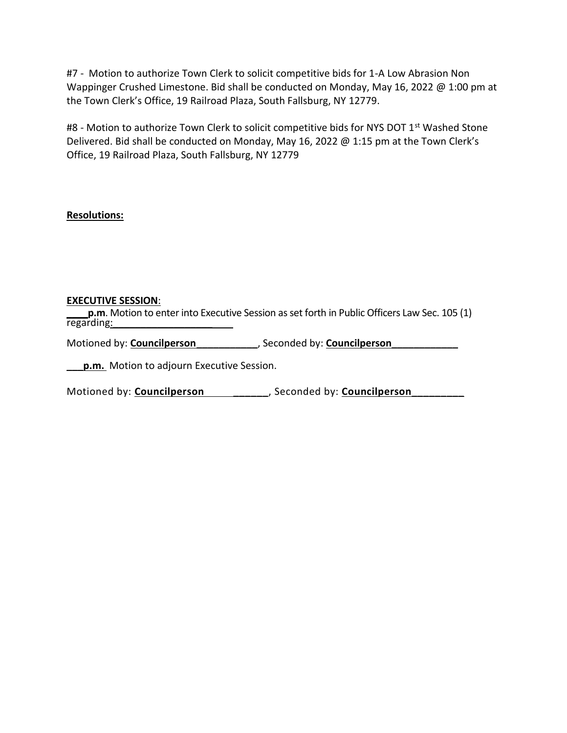#7 - Motion to authorize Town Clerk to solicit competitive bids for 1-A Low Abrasion Non Wappinger Crushed Limestone. Bid shall be conducted on Monday, May 16, 2022 @ 1:00 pm at the Town Clerk's Office, 19 Railroad Plaza, South Fallsburg, NY 12779.

#8 - Motion to authorize Town Clerk to solicit competitive bids for NYS DOT 1st Washed Stone Delivered. Bid shall be conducted on Monday, May 16, 2022 @ 1:15 pm at the Town Clerk's Office, 19 Railroad Plaza, South Fallsburg, NY 12779

**Resolutions:**

**EXECUTIVE SESSION**:

____**p.m**. Motion to enter into Executive Session as set forth in Public Officers Law Sec. 105 (1) regarding:________________________

Motioned by: **Councilperson**___________, Seconded by: **Councilperson**____________

___**p.m.** Motion to adjourn Executive Session.

Motioned by: **Councilperson** ______, Seconded by: **Councilperson**_________